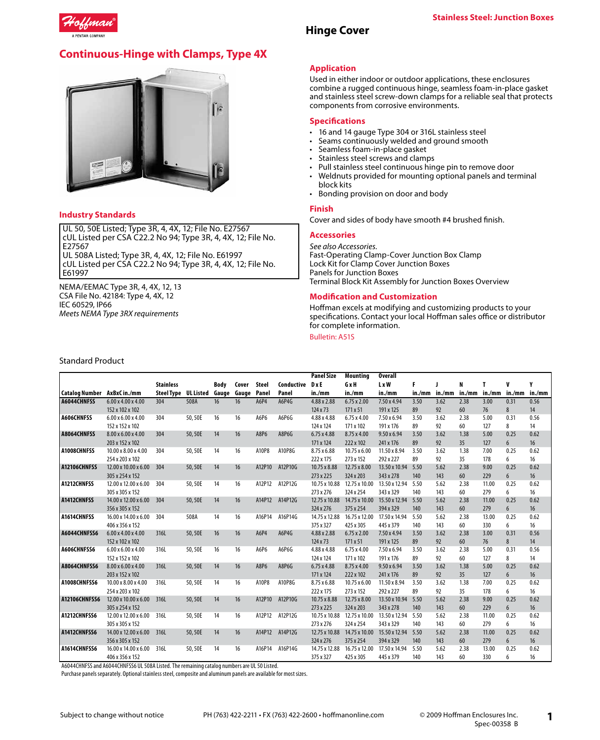Stainless Steel: Junction Boxes

# Hinge Cover

## Continuous-Hinge with Clamps, Type 4X

### Industry Standards

UL 50, 50E Listed; Type 3R, 4, 4X, 12; File No. E27567
cUL Listed per CSA C22.2 No 94; Type 3R, 4, 4X, 12; File No. E27567
UL 508A Listed; Type 3R, 4, 4X, 12; File No. E61997
cUL Listed per CSA C22.2 No 94; Type 3R, 4, 4X, 12; File No. E61997

NEMA/EEMAC Type 3R, 4, 4X, 12, 13
CSA File No. 42184: Type 4, 4X, 12
IEC 60529, IP66
*Meets NEMA Type 3RX requirements*

### Application

Used in either indoor or outdoor applications, these enclosures combine a rugged continuous hinge, seamless foam-in-place gasket and stainless steel screw-down clamps for a reliable seal that protects components from corrosive environments.

### Specifications

- 16 and 14 gauge Type 304 or 316L stainless steel
- Seams continuously welded and ground smooth
- Seamless foam-in-place gasket
- Stainless steel screws and clamps
- Pull stainless steel continuous hinge pin to remove door
- Weldnuts provided for mounting optional panels and terminal block kits
- Bonding provision on door and body

### Finish

Cover and sides of body have smooth #4 brushed finish.

### Accessories

*See also Accessories.*
Fast-Operating Clamp-Cover Junction Box Clamp
Lock Kit for Clamp Cover Junction Boxes
Panels for Junction Boxes
Terminal Block Kit Assembly for Junction Boxes Overview

### Modification and Customization

Hoffman excels at modifying and customizing products to your specifications. Contact your local Hoffman sales office or distributor for complete information.

Bulletin: A51S

Standard Product

| Catalog Number | AxBxC in./mm | Stainless Steel Type | UL Listed | Body Gauge | Cover Gauge | Steel Panel | Conductive Panel | Panel Size DxE in./mm | Mounting GxH in./mm | Overall LxW in./mm | F in./mm | J in./mm | N in./mm | T in./mm | V in./mm | Y in./mm |
|---|---|---|---|---|---|---|---|---|---|---|---|---|---|---|---|---|
| **A6044CHNFSS** | 6.00 x 4.00 x 4.00<br>152 x 102 x 102 | 304 | 508A | 16 | 16 | A6P4 | A6P4G | 4.88 x 2.88<br>124 x 73 | 6.75 x 2.00<br>171 x 51 | 7.50 x 4.94<br>191 x 125 | 3.50<br>89 | 3.62<br>92 | 2.38<br>60 | 3.00<br>76 | 0.31<br>8 | 0.56<br>14 |
| **A606CHNFSS** | 6.00 x 6.00 x 4.00<br>152 x 152 x 102 | 304 | 50, 50E | 16 | 16 | A6P6 | A6P6G | 4.88 x 4.88<br>124 x 124 | 6.75 x 4.00<br>171 x 102 | 7.50 x 6.94<br>191 x 176 | 3.50<br>89 | 3.62<br>92 | 2.38<br>60 | 5.00<br>127 | 0.31<br>8 | 0.56<br>14 |
| **A8064CHNFSS** | 8.00 x 6.00 x 4.00<br>203 x 152 x 102 | 304 | 50, 50E | 14 | 16 | A8P6 | A8P6G | 6.75 x 4.88<br>171 x 124 | 8.75 x 4.00<br>222 x 102 | 9.50 x 6.94<br>241 x 176 | 3.50<br>89 | 3.62<br>92 | 1.38<br>35 | 5.00<br>127 | 0.25<br>6 | 0.62<br>16 |
| **A1008CHNFSS** | 10.00 x 8.00 x 4.00<br>254 x 203 x 102 | 304 | 50, 50E | 14 | 16 | A10P8 | A10P8G | 8.75 x 6.88<br>222 x 175 | 10.75 x 6.00<br>273 x 152 | 11.50 x 8.94<br>292 x 227 | 3.50<br>89 | 3.62<br>92 | 1.38<br>35 | 7.00<br>178 | 0.25<br>6 | 0.62<br>16 |
| **A12106CHNFSS** | 12.00 x 10.00 x 6.00<br>305 x 254 x 152 | 304 | 50, 50E | 14 | 16 | A12P10 | A12P10G | 10.75 x 8.88<br>273 x 225 | 12.75 x 8.00<br>324 x 203 | 13.50 x 10.94<br>343 x 278 | 5.50<br>140 | 5.62<br>143 | 2.38<br>60 | 9.00<br>229 | 0.25<br>6 | 0.62<br>16 |
| **A1212CHNFSS** | 12.00 x 12.00 x 6.00<br>305 x 305 x 152 | 304 | 50, 50E | 14 | 16 | A12P12 | A12P12G | 10.75 x 10.88<br>273 x 276 | 12.75 x 10.00<br>324 x 254 | 13.50 x 12.94<br>343 x 329 | 5.50<br>140 | 5.62<br>143 | 2.38<br>60 | 11.00<br>279 | 0.25<br>6 | 0.62<br>16 |
| **A1412CHNFSS** | 14.00 x 12.00 x 6.00<br>356 x 305 x 152 | 304 | 50, 50E | 14 | 16 | A14P12 | A14P12G | 12.75 x 10.88<br>324 x 276 | 14.75 x 10.00<br>375 x 254 | 15.50 x 12.94<br>394 x 329 | 5.50<br>140 | 5.62<br>143 | 2.38<br>60 | 11.00<br>279 | 0.25<br>6 | 0.62<br>16 |
| **A1614CHNFSS** | 16.00 x 14.00 x 6.00<br>406 x 356 x 152 | 304 | 508A | 14 | 16 | A16P14 | A16P14G | 14.75 x 12.88<br>375 x 327 | 16.75 x 12.00<br>425 x 305 | 17.50 x 14.94<br>445 x 379 | 5.50<br>140 | 5.62<br>143 | 2.38<br>60 | 13.00<br>330 | 0.25<br>6 | 0.62<br>16 |
| **A6044CHNFSS6** | 6.00 x 4.00 x 4.00<br>152 x 102 x 102 | 316L | 50, 50E | 16 | 16 | A6P4 | A6P4G | 4.88 x 2.88<br>124 x 73 | 6.75 x 2.00<br>171 x 51 | 7.50 x 4.94<br>191 x 125 | 3.50<br>89 | 3.62<br>92 | 2.38<br>60 | 3.00<br>76 | 0.31<br>8 | 0.56<br>14 |
| **A606CHNFSS6** | 6.00 x 6.00 x 4.00<br>152 x 152 x 102 | 316L | 50, 50E | 16 | 16 | A6P6 | A6P6G | 4.88 x 4.88<br>124 x 124 | 6.75 x 4.00<br>171 x 102 | 7.50 x 6.94<br>191 x 176 | 3.50<br>89 | 3.62<br>92 | 2.38<br>60 | 5.00<br>127 | 0.31<br>8 | 0.56<br>14 |
| **A8064CHNFSS6** | 8.00 x 6.00 x 4.00<br>203 x 152 x 102 | 316L | 50, 50E | 14 | 16 | A8P6 | A8P6G | 6.75 x 4.88<br>171 x 124 | 8.75 x 4.00<br>222 x 102 | 9.50 x 6.94<br>241 x 176 | 3.50<br>89 | 3.62<br>92 | 1.38<br>35 | 5.00<br>127 | 0.25<br>6 | 0.62<br>16 |
| **A1008CHNFSS6** | 10.00 x 8.00 x 4.00<br>254 x 203 x 102 | 316L | 50, 50E | 14 | 16 | A10P8 | A10P8G | 8.75 x 6.88<br>222 x 175 | 10.75 x 6.00<br>273 x 152 | 11.50 x 8.94<br>292 x 227 | 3.50<br>89 | 3.62<br>92 | 1.38<br>35 | 7.00<br>178 | 0.25<br>6 | 0.62<br>16 |
| **A12106CHNFSS6** | 12.00 x 10.00 x 6.00<br>305 x 254 x 152 | 316L | 50, 50E | 14 | 16 | A12P10 | A12P10G | 10.75 x 8.88<br>273 x 225 | 12.75 x 8.00<br>324 x 203 | 13.50 x 10.94<br>343 x 278 | 5.50<br>140 | 5.62<br>143 | 2.38<br>60 | 9.00<br>229 | 0.25<br>6 | 0.62<br>16 |
| **A1212CHNFSS6** | 12.00 x 12.00 x 6.00<br>305 x 305 x 152 | 316L | 50, 50E | 14 | 16 | A12P12 | A12P12G | 10.75 x 10.88<br>273 x 276 | 12.75 x 10.00<br>324 x 254 | 13.50 x 12.94<br>343 x 329 | 5.50<br>140 | 5.62<br>143 | 2.38<br>60 | 11.00<br>279 | 0.25<br>6 | 0.62<br>16 |
| **A1412CHNFSS6** | 14.00 x 12.00 x 6.00<br>356 x 305 x 152 | 316L | 50, 50E | 14 | 16 | A14P12 | A14P12G | 12.75 x 10.88<br>324 x 276 | 14.75 x 10.00<br>375 x 254 | 15.50 x 12.94<br>394 x 329 | 5.50<br>140 | 5.62<br>143 | 2.38<br>60 | 11.00<br>279 | 0.25<br>6 | 0.62<br>16 |
| **A1614CHNFSS6** | 16.00 x 14.00 x 6.00<br>406 x 356 x 152 | 316L | 50, 50E | 14 | 16 | A16P14 | A16P14G | 14.75 x 12.88<br>375 x 327 | 16.75 x 12.00<br>425 x 305 | 17.50 x 14.94<br>445 x 379 | 5.50<br>140 | 5.62<br>143 | 2.38<br>60 | 13.00<br>330 | 0.25<br>6 | 0.62<br>16 |

A6044CHNFSS and A6044CHNFSS6 UL 508A Listed. The remaining catalog numbers are UL 50 Listed.
Purchase panels separately. Optional stainless steel, composite and aluminum panels are available for most sizes.

Subject to change without notice    PH (763) 422-2211 • FX (763) 422-2600 • hoffmanonline.com    © 2009 Hoffman Enclosures Inc. Spec-00358 B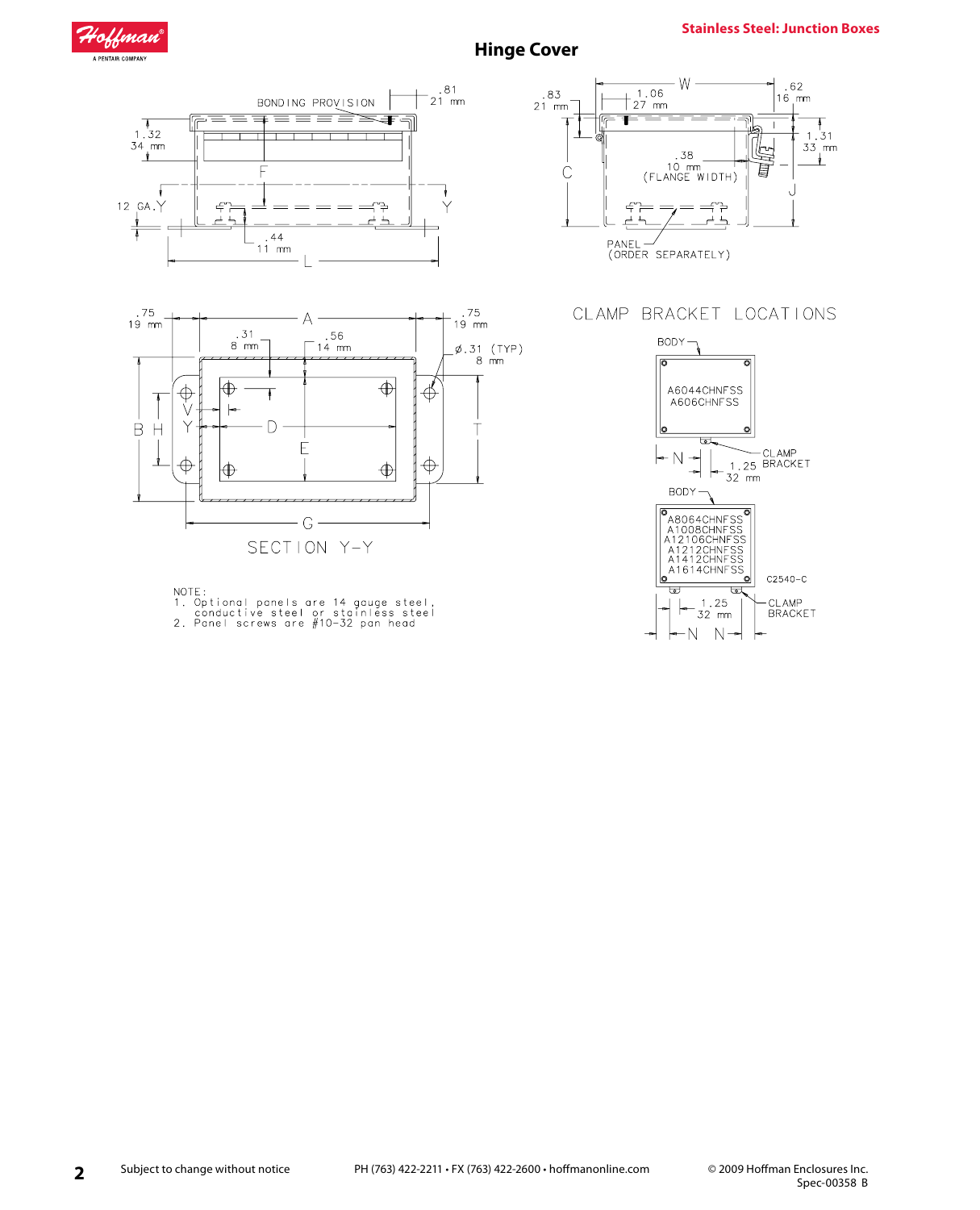# Hinge Cover

BONDING PROVISION

.81
21 mm

1.32
34 mm

F

12 GA. Y

Y

.44
11 mm

L

.83
21 mm

1.06
27 mm

W

.62
16 mm

1.31
33 mm

C

.38
10 mm
(FLANGE WIDTH)

J

PANEL
(ORDER SEPARATELY)

.75
19 mm

A

.75
19 mm

.31
8 mm

.56
14 mm

Ø.31 (TYP)
8 mm

B H V Y

D

E

T

G

SECTION Y-Y

CLAMP BRACKET LOCATIONS

BODY

A6044CHNFSS
A606CHNFSS

N

1.25
32 mm

CLAMP BRACKET

BODY

A8064CHNFSS
A1008CHNFSS
A12106CHNFSS
A1212CHNFSS
A1412CHNFSS
A1614CHNFSS

C2540-C

1.25
32 mm

CLAMP BRACKET

N N

NOTE:
1. Optional panels are 14 gauge steel, conductive steel or stainless steel
2. Panel screws are #10-32 pan head